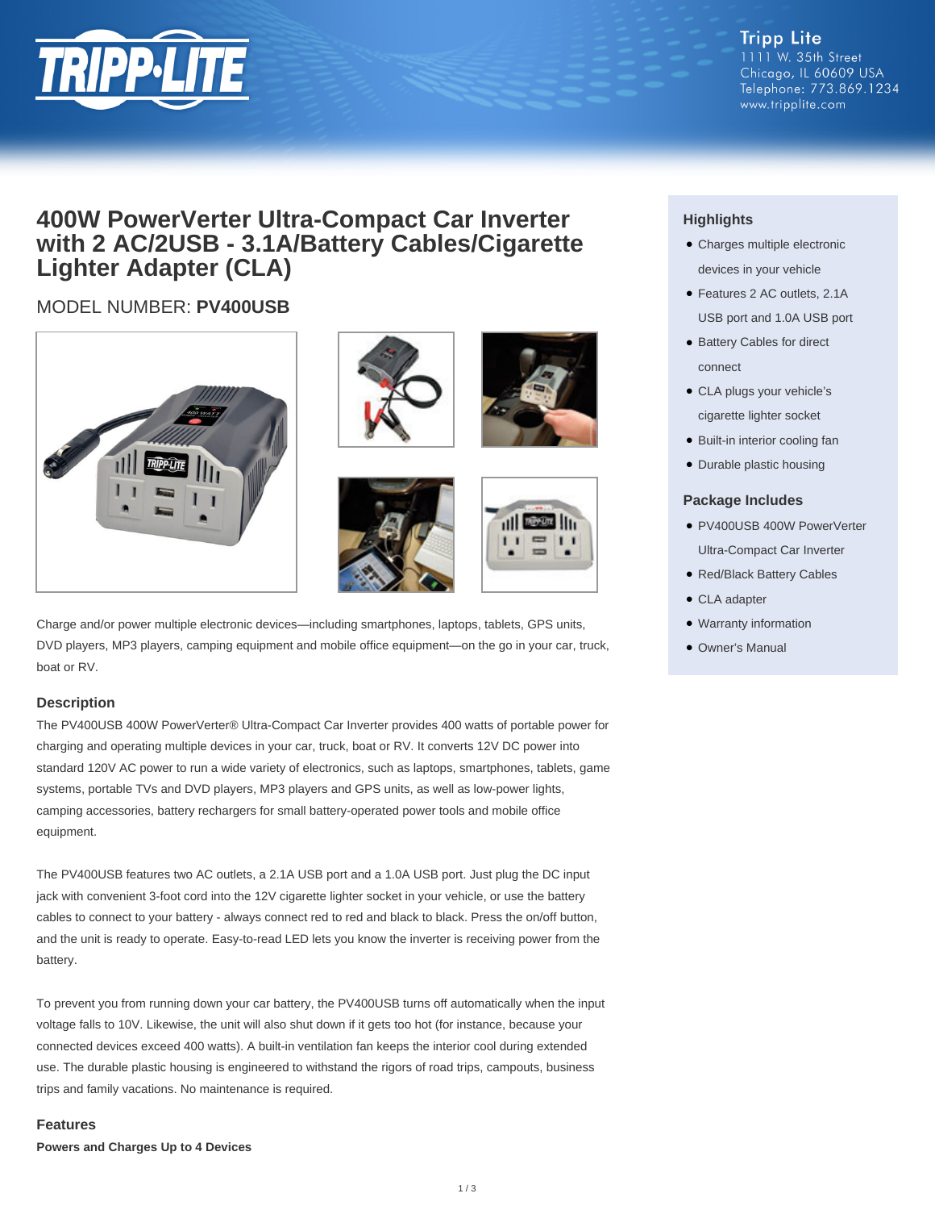Tripp Lite
1111 W. 35th Street
Chicago, IL 60609 USA
Telephone: 773.869.1234
www.tripplite.com

# 400W PowerVerter Ultra-Compact Car Inverter with 2 AC/2USB - 3.1A/Battery Cables/Cigarette Lighter Adapter (CLA)

MODEL NUMBER: **PV400USB**

Charge and/or power multiple electronic devices—including smartphones, laptops, tablets, GPS units, DVD players, MP3 players, camping equipment and mobile office equipment—on the go in your car, truck, boat or RV.

## Highlights

- Charges multiple electronic devices in your vehicle
- Features 2 AC outlets, 2.1A USB port and 1.0A USB port
- Battery Cables for direct connect
- CLA plugs your vehicle's cigarette lighter socket
- Built-in interior cooling fan
- Durable plastic housing

## Package Includes

- PV400USB 400W PowerVerter Ultra-Compact Car Inverter
- Red/Black Battery Cables
- CLA adapter
- Warranty information
- Owner's Manual

## Description

The PV400USB 400W PowerVerter® Ultra-Compact Car Inverter provides 400 watts of portable power for charging and operating multiple devices in your car, truck, boat or RV. It converts 12V DC power into standard 120V AC power to run a wide variety of electronics, such as laptops, smartphones, tablets, game systems, portable TVs and DVD players, MP3 players and GPS units, as well as low-power lights, camping accessories, battery rechargers for small battery-operated power tools and mobile office equipment.

The PV400USB features two AC outlets, a 2.1A USB port and a 1.0A USB port. Just plug the DC input jack with convenient 3-foot cord into the 12V cigarette lighter socket in your vehicle, or use the battery cables to connect to your battery - always connect red to red and black to black. Press the on/off button, and the unit is ready to operate. Easy-to-read LED lets you know the inverter is receiving power from the battery.

To prevent you from running down your car battery, the PV400USB turns off automatically when the input voltage falls to 10V. Likewise, the unit will also shut down if it gets too hot (for instance, because your connected devices exceed 400 watts). A built-in ventilation fan keeps the interior cool during extended use. The durable plastic housing is engineered to withstand the rigors of road trips, campouts, business trips and family vacations. No maintenance is required.

## Features

**Powers and Charges Up to 4 Devices**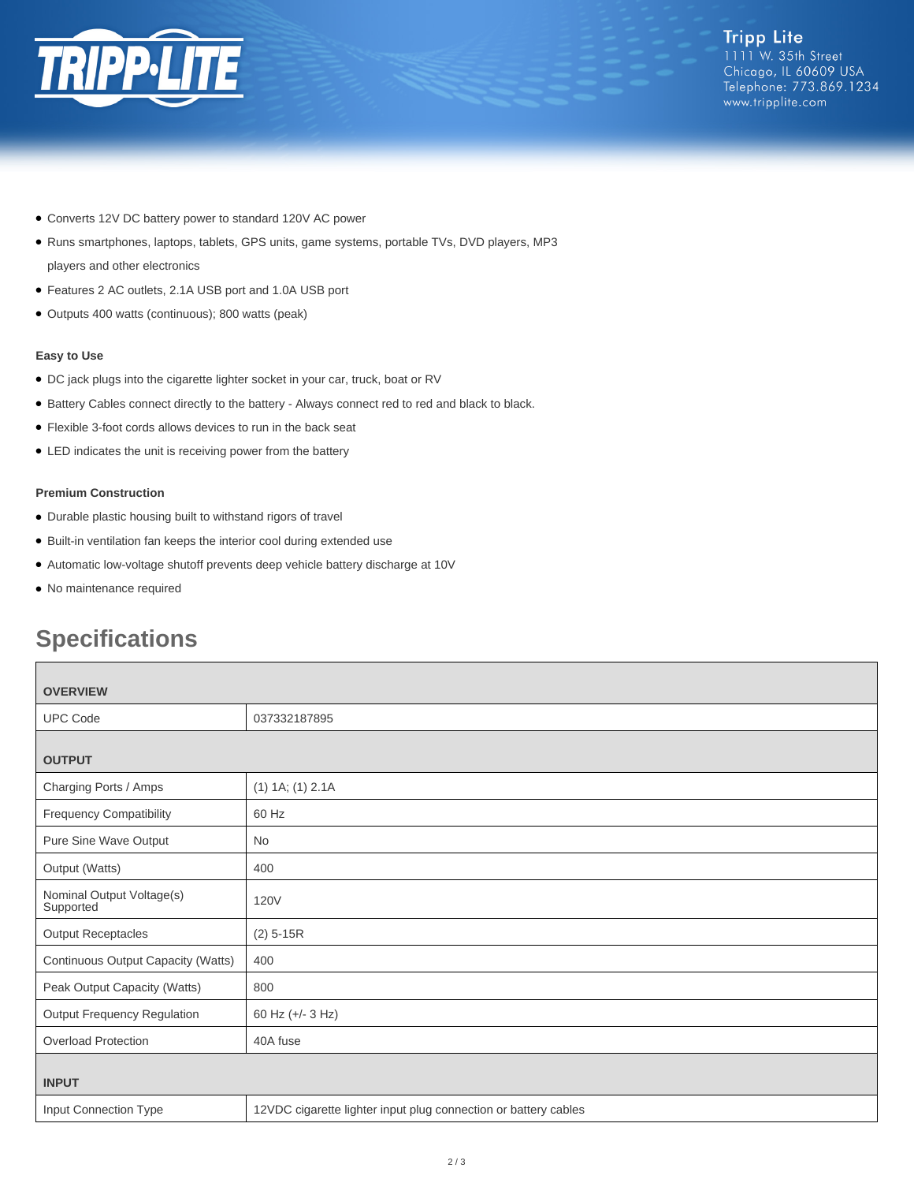- Converts 12V DC battery power to standard 120V AC power
- Runs smartphones, laptops, tablets, GPS units, game systems, portable TVs, DVD players, MP3 players and other electronics
- Features 2 AC outlets, 2.1A USB port and 1.0A USB port
- Outputs 400 watts (continuous); 800 watts (peak)

**Easy to Use**

- DC jack plugs into the cigarette lighter socket in your car, truck, boat or RV
- Battery Cables connect directly to the battery - Always connect red to red and black to black.
- Flexible 3-foot cords allows devices to run in the back seat
- LED indicates the unit is receiving power from the battery

**Premium Construction**

- Durable plastic housing built to withstand rigors of travel
- Built-in ventilation fan keeps the interior cool during extended use
- Automatic low-voltage shutoff prevents deep vehicle battery discharge at 10V
- No maintenance required

## Specifications

| **OVERVIEW** | |
|---|---|
| UPC Code | 037332187895 |
| **OUTPUT** | |
| Charging Ports / Amps | (1) 1A; (1) 2.1A |
| Frequency Compatibility | 60 Hz |
| Pure Sine Wave Output | No |
| Output (Watts) | 400 |
| Nominal Output Voltage(s) Supported | 120V |
| Output Receptacles | (2) 5-15R |
| Continuous Output Capacity (Watts) | 400 |
| Peak Output Capacity (Watts) | 800 |
| Output Frequency Regulation | 60 Hz (+/- 3 Hz) |
| Overload Protection | 40A fuse |
| **INPUT** | |
| Input Connection Type | 12VDC cigarette lighter input plug connection or battery cables |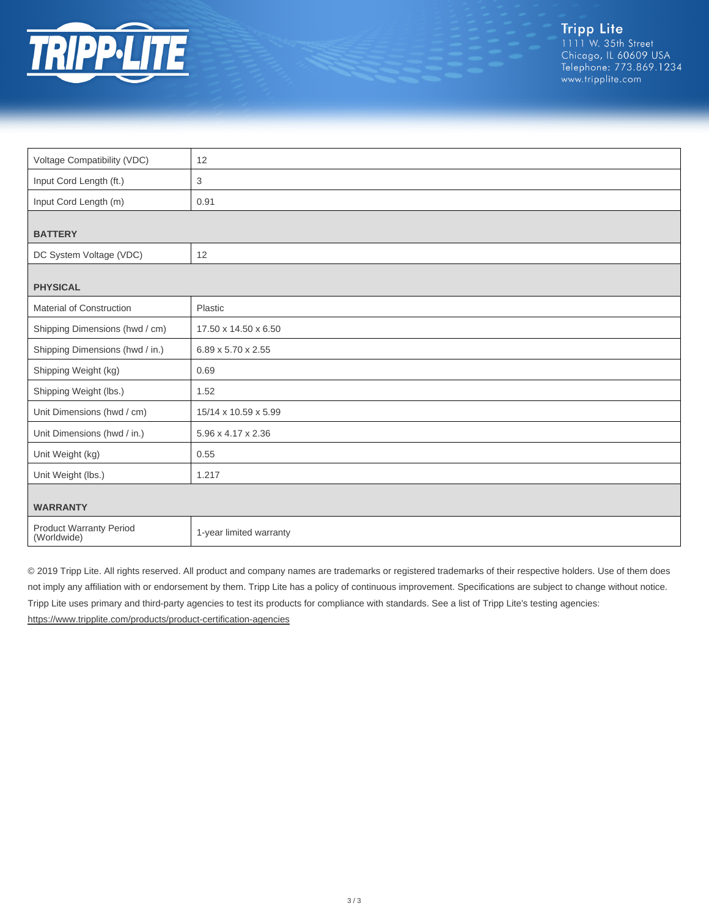Tripp Lite
1111 W. 35th Street
Chicago, IL 60609 USA
Telephone: 773.869.1234
www.tripplite.com

| | |
|---|---|
| Voltage Compatibility (VDC) | 12 |
| Input Cord Length (ft.) | 3 |
| Input Cord Length (m) | 0.91 |
| **BATTERY** | |
| DC System Voltage (VDC) | 12 |
| **PHYSICAL** | |
| Material of Construction | Plastic |
| Shipping Dimensions (hwd / cm) | 17.50 x 14.50 x 6.50 |
| Shipping Dimensions (hwd / in.) | 6.89 x 5.70 x 2.55 |
| Shipping Weight (kg) | 0.69 |
| Shipping Weight (lbs.) | 1.52 |
| Unit Dimensions (hwd / cm) | 15/14 x 10.59 x 5.99 |
| Unit Dimensions (hwd / in.) | 5.96 x 4.17 x 2.36 |
| Unit Weight (kg) | 0.55 |
| Unit Weight (lbs.) | 1.217 |
| **WARRANTY** | |
| Product Warranty Period (Worldwide) | 1-year limited warranty |

© 2019 Tripp Lite. All rights reserved. All product and company names are trademarks or registered trademarks of their respective holders. Use of them does not imply any affiliation with or endorsement by them. Tripp Lite has a policy of continuous improvement. Specifications are subject to change without notice. Tripp Lite uses primary and third-party agencies to test its products for compliance with standards. See a list of Tripp Lite's testing agencies: https://www.tripplite.com/products/product-certification-agencies